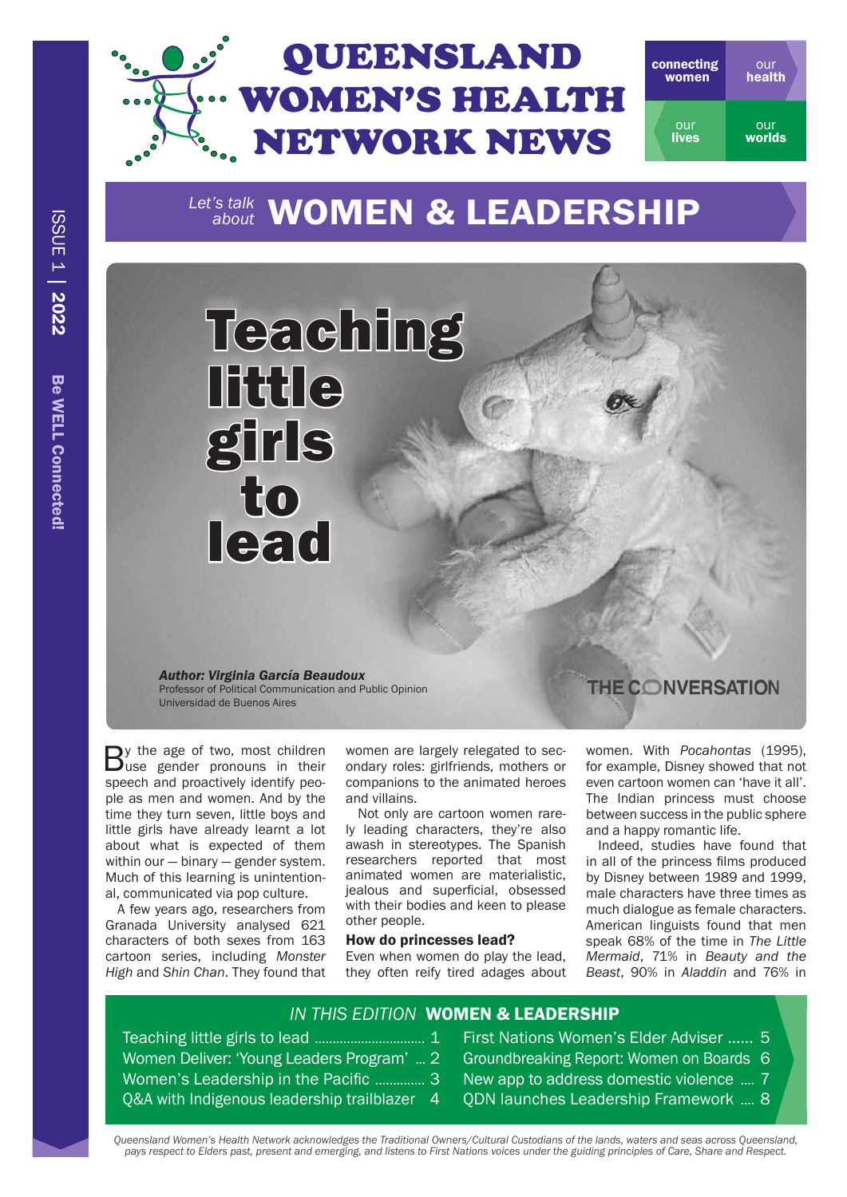# QUEENSLAND WOMEN'S HEALTH NETWORK NEWS

connecting women | our health | our lives | our worlds

ISSUE 1 | 2022

Be WELL Connected!

## *Let's talk about* WOMEN & LEADERSHIP

# Teaching little girls to lead

***Author: Virginia García Beaudoux***
Professor of Political Communication and Public Opinion
Universidad de Buenos Aires

THE CONVERSATION

By the age of two, most children use gender pronouns in their speech and proactively identify people as men and women. And by the time they turn seven, little boys and little girls have already learnt a lot about what is expected of them within our — binary — gender system. Much of this learning is unintentional, communicated via pop culture.

A few years ago, researchers from Granada University analysed 621 characters of both sexes from 163 cartoon series, including *Monster High* and *Shin Chan*. They found that women are largely relegated to secondary roles: girlfriends, mothers or companions to the animated heroes and villains.

Not only are cartoon women rarely leading characters, they're also awash in stereotypes. The Spanish researchers reported that most animated women are materialistic, jealous and superficial, obsessed with their bodies and keen to please other people.

### How do princesses lead?

Even when women do play the lead, they often reify tired adages about women. With *Pocahontas* (1995), for example, Disney showed that not even cartoon women can 'have it all'. The Indian princess must choose between success in the public sphere and a happy romantic life.

Indeed, studies have found that in all of the princess films produced by Disney between 1989 and 1999, male characters have three times as much dialogue as female characters. American linguists found that men speak 68% of the time in *The Little Mermaid*, 71% in *Beauty and the Beast*, 90% in *Aladdin* and 76% in

## *IN THIS EDITION* WOMEN & LEADERSHIP

- Teaching little girls to lead .............................. 1
- Women Deliver: 'Young Leaders Program' ... 2
- Women's Leadership in the Pacific ............. 3
- Q&A with Indigenous leadership trailblazer 4
- First Nations Women's Elder Adviser ...... 5
- Groundbreaking Report: Women on Boards 6
- New app to address domestic violence .... 7
- QDN launches Leadership Framework .... 8

*Queensland Women's Health Network acknowledges the Traditional Owners/Cultural Custodians of the lands, waters and seas across Queensland, pays respect to Elders past, present and emerging, and listens to First Nations voices under the guiding principles of Care, Share and Respect.*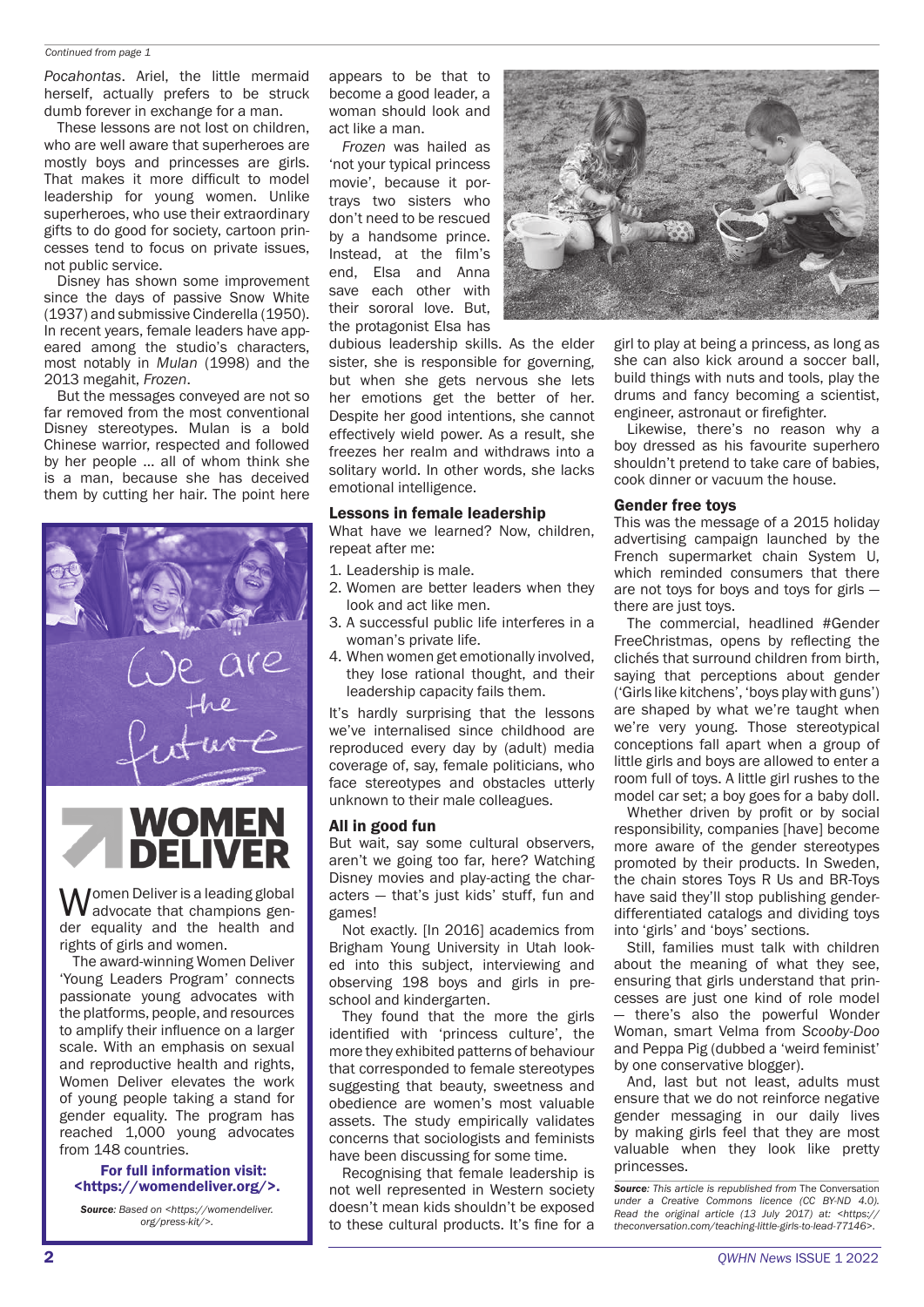*Continued from page 1*

*Pocahontas*. Ariel, the little mermaid herself, actually prefers to be struck dumb forever in exchange for a man.

These lessons are not lost on children, who are well aware that superheroes are mostly boys and princesses are girls. That makes it more difficult to model leadership for young women. Unlike superheroes, who use their extraordinary gifts to do good for society, cartoon princesses tend to focus on private issues, not public service.

Disney has shown some improvement since the days of passive Snow White (1937) and submissive Cinderella (1950). In recent years, female leaders have appeared among the studio's characters, most notably in *Mulan* (1998) and the 2013 megahit, *Frozen*.

But the messages conveyed are not so far removed from the most conventional Disney stereotypes. Mulan is a bold Chinese warrior, respected and followed by her people … all of whom think she is a man, because she has deceived them by cutting her hair. The point here appears to be that to become a good leader, a woman should look and act like a man.

*Frozen* was hailed as 'not your typical princess movie', because it portrays two sisters who don't need to be rescued by a handsome prince. Instead, at the film's end, Elsa and Anna save each other with their sororal love. But, the protagonist Elsa has dubious leadership skills. As the elder sister, she is responsible for governing, but when she gets nervous she lets her emotions get the better of her. Despite her good intentions, she cannot effectively wield power. As a result, she freezes her realm and withdraws into a solitary world. In other words, she lacks emotional intelligence.

## Lessons in female leadership

What have we learned? Now, children, repeat after me:

1. Leadership is male.
2. Women are better leaders when they look and act like men.
3. A successful public life interferes in a woman's private life.
4. When women get emotionally involved, they lose rational thought, and their leadership capacity fails them.

It's hardly surprising that the lessons we've internalised since childhood are reproduced every day by (adult) media coverage of, say, female politicians, who face stereotypes and obstacles utterly unknown to their male colleagues.

## All in good fun

But wait, say some cultural observers, aren't we going too far, here? Watching Disney movies and play-acting the characters — that's just kids' stuff, fun and games!

Not exactly. [In 2016] academics from Brigham Young University in Utah looked into this subject, interviewing and observing 198 boys and girls in preschool and kindergarten.

They found that the more the girls identified with 'princess culture', the more they exhibited patterns of behaviour that corresponded to female stereotypes suggesting that beauty, sweetness and obedience are women's most valuable assets. The study empirically validates concerns that sociologists and feminists have been discussing for some time.

Recognising that female leadership is not well represented in Western society doesn't mean kids shouldn't be exposed to these cultural products. It's fine for a girl to play at being a princess, as long as she can also kick around a soccer ball, build things with nuts and tools, play the drums and fancy becoming a scientist, engineer, astronaut or firefighter.

Likewise, there's no reason why a boy dressed as his favourite superhero shouldn't pretend to take care of babies, cook dinner or vacuum the house.

## Gender free toys

This was the message of a 2015 holiday advertising campaign launched by the French supermarket chain System U, which reminded consumers that there are not toys for boys and toys for girls — there are just toys.

The commercial, headlined #GenderFreeChristmas, opens by reflecting the clichés that surround children from birth, saying that perceptions about gender ('Girls like kitchens', 'boys play with guns') are shaped by what we're taught when we're very young. Those stereotypical conceptions fall apart when a group of little girls and boys are allowed to enter a room full of toys. A little girl rushes to the model car set; a boy goes for a baby doll.

Whether driven by profit or by social responsibility, companies [have] become more aware of the gender stereotypes promoted by their products. In Sweden, the chain stores Toys R Us and BR-Toys have said they'll stop publishing gender-differentiated catalogs and dividing toys into 'girls' and 'boys' sections.

Still, families must talk with children about the meaning of what they see, ensuring that girls understand that princesses are just one kind of role model — there's also the powerful Wonder Woman, smart Velma from *Scooby-Doo* and Peppa Pig (dubbed a 'weird feminist' by one conservative blogger).

And, last but not least, adults must ensure that we do not reinforce negative gender messaging in our daily lives by making girls feel that they are most valuable when they look like pretty princesses.

***Source****: This article is republished from* The Conversation *under a Creative Commons licence (CC BY-ND 4.0). Read the original article (13 July 2017) at: <https://theconversation.com/teaching-little-girls-to-lead-77146>.*

---

We are the future

# WOMEN DELIVER

Women Deliver is a leading global advocate that champions gender equality and the health and rights of girls and women.

The award-winning Women Deliver 'Young Leaders Program' connects passionate young advocates with the platforms, people, and resources to amplify their influence on a larger scale. With an emphasis on sexual and reproductive health and rights, Women Deliver elevates the work of young people taking a stand for gender equality. The program has reached 1,000 young advocates from 148 countries.

**For full information visit: <https://womendeliver.org/>.**

***Source****: Based on <https://womendeliver.org/press-kit/>.*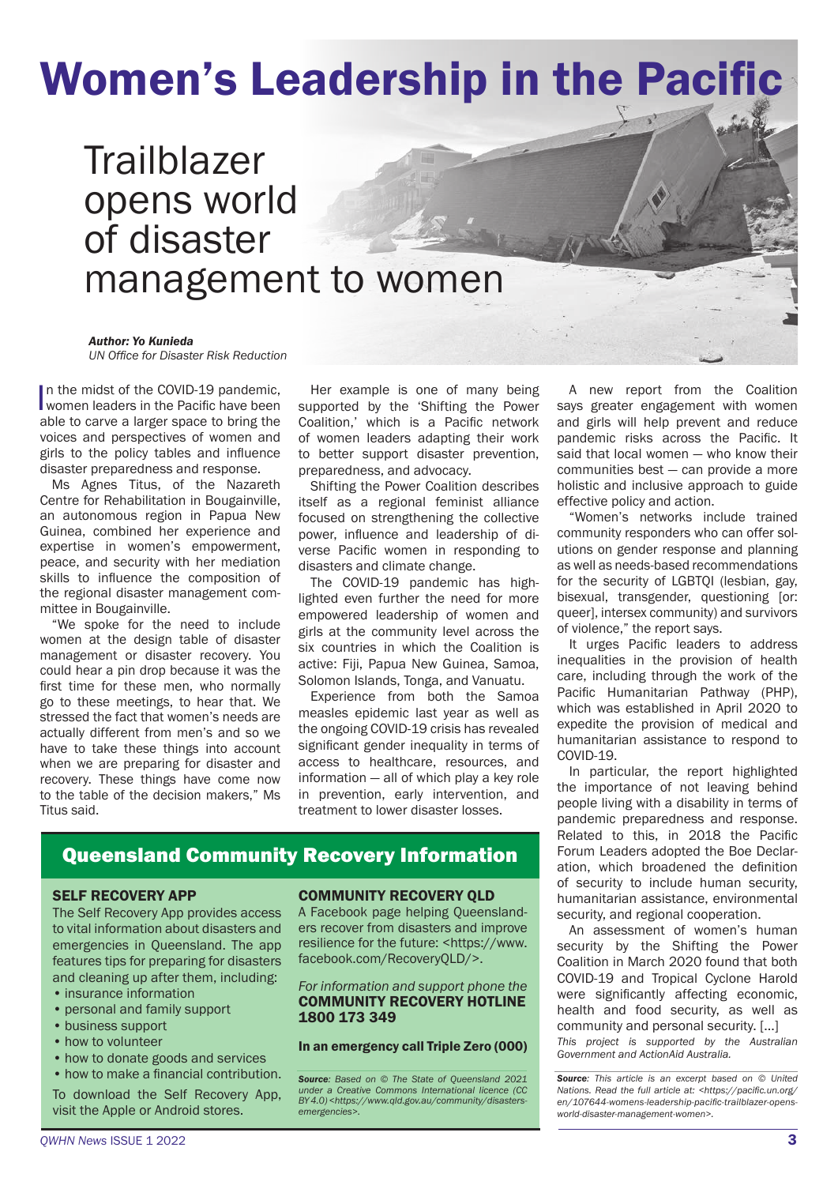# Women's Leadership in the Pacific

## Trailblazer opens world of disaster management to women

***Author: Yo Kunieda***
*UN Office for Disaster Risk Reduction*

In the midst of the COVID-19 pandemic, women leaders in the Pacific have been able to carve a larger space to bring the voices and perspectives of women and girls to the policy tables and influence disaster preparedness and response.

Ms Agnes Titus, of the Nazareth Centre for Rehabilitation in Bougainville, an autonomous region in Papua New Guinea, combined her experience and expertise in women's empowerment, peace, and security with her mediation skills to influence the composition of the regional disaster management committee in Bougainville.

"We spoke for the need to include women at the design table of disaster management or disaster recovery. You could hear a pin drop because it was the first time for these men, who normally go to these meetings, to hear that. We stressed the fact that women's needs are actually different from men's and so we have to take these things into account when we are preparing for disaster and recovery. These things have come now to the table of the decision makers," Ms Titus said.

Her example is one of many being supported by the 'Shifting the Power Coalition,' which is a Pacific network of women leaders adapting their work to better support disaster prevention, preparedness, and advocacy.

Shifting the Power Coalition describes itself as a regional feminist alliance focused on strengthening the collective power, influence and leadership of diverse Pacific women in responding to disasters and climate change.

The COVID-19 pandemic has highlighted even further the need for more empowered leadership of women and girls at the community level across the six countries in which the Coalition is active: Fiji, Papua New Guinea, Samoa, Solomon Islands, Tonga, and Vanuatu.

Experience from both the Samoa measles epidemic last year as well as the ongoing COVID-19 crisis has revealed significant gender inequality in terms of access to healthcare, resources, and information — all of which play a key role in prevention, early intervention, and treatment to lower disaster losses.

A new report from the Coalition says greater engagement with women and girls will help prevent and reduce pandemic risks across the Pacific. It said that local women — who know their communities best — can provide a more holistic and inclusive approach to guide effective policy and action.

"Women's networks include trained community responders who can offer solutions on gender response and planning as well as needs-based recommendations for the security of LGBTQI (lesbian, gay, bisexual, transgender, questioning [or: queer], intersex community) and survivors of violence," the report says.

It urges Pacific leaders to address inequalities in the provision of health care, including through the work of the Pacific Humanitarian Pathway (PHP), which was established in April 2020 to expedite the provision of medical and humanitarian assistance to respond to COVID-19.

In particular, the report highlighted the importance of not leaving behind people living with a disability in terms of pandemic preparedness and response. Related to this, in 2018 the Pacific Forum Leaders adopted the Boe Declaration, which broadened the definition of security to include human security, humanitarian assistance, environmental security, and regional cooperation.

An assessment of women's human security by the Shifting the Power Coalition in March 2020 found that both COVID-19 and Tropical Cyclone Harold were significantly affecting economic, health and food security, as well as community and personal security. [...]

*This project is supported by the Australian Government and ActionAid Australia.*

***Source**: This article is an excerpt based on © United Nations. Read the full article at: <https://pacific.un.org/en/107644-womens-leadership-pacific-trailblazer-opens-world-disaster-management-women>.*

## Queensland Community Recovery Information

### SELF RECOVERY APP

The Self Recovery App provides access to vital information about disasters and emergencies in Queensland. The app features tips for preparing for disasters and cleaning up after them, including:

- insurance information
- personal and family support
- business support
- how to volunteer
- how to donate goods and services
- how to make a financial contribution.

To download the Self Recovery App, visit the Apple or Android stores.

### COMMUNITY RECOVERY QLD

A Facebook page helping Queenslanders recover from disasters and improve resilience for the future: <https://www.facebook.com/RecoveryQLD/>.

*For information and support phone the* **COMMUNITY RECOVERY HOTLINE 1800 173 349**

**In an emergency call Triple Zero (000)**

***Source**: Based on © The State of Queensland 2021 under a Creative Commons International licence (CC BY 4.0) <https://www.qld.gov.au/community/disasters-emergencies>.*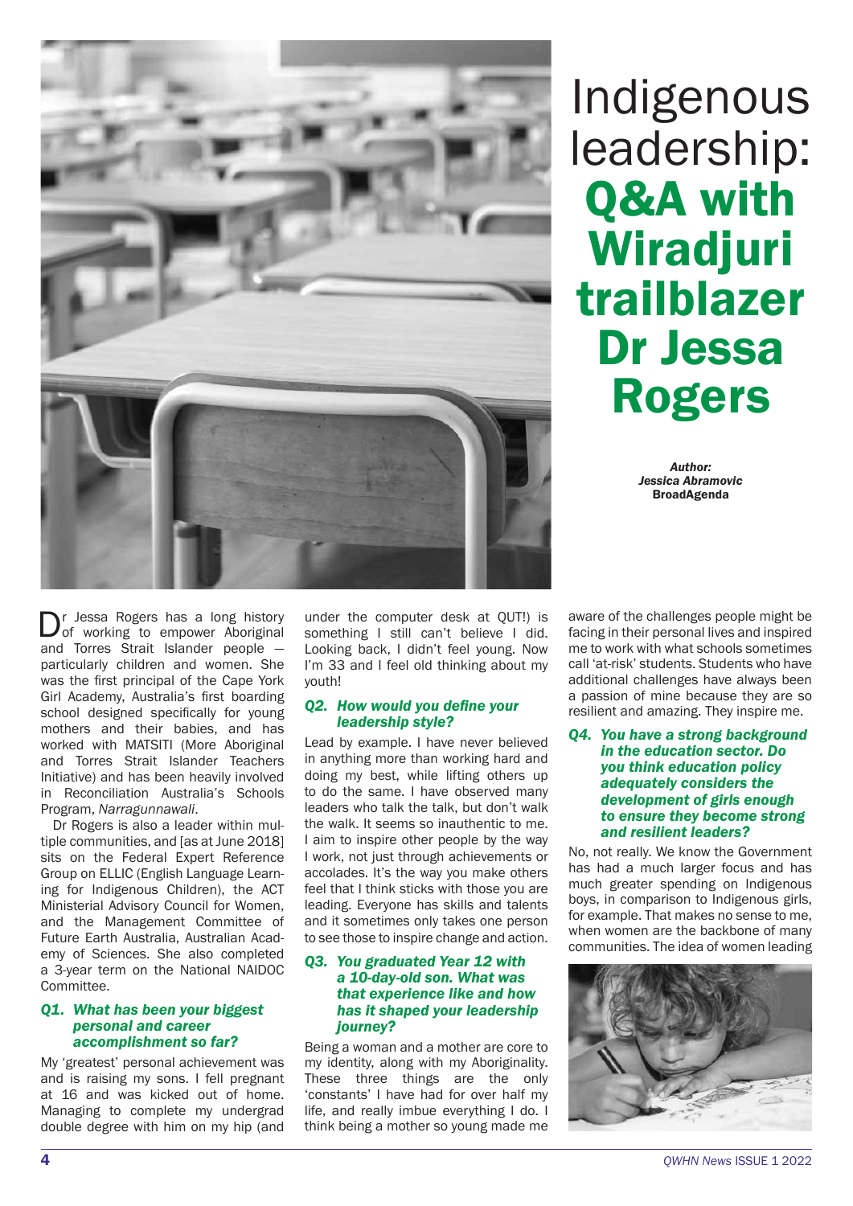# Indigenous leadership: Q&A with Wiradjuri trailblazer Dr Jessa Rogers

*Author:*
*Jessica Abramovic*
**BroadAgenda**

Dr Jessa Rogers has a long history of working to empower Aboriginal and Torres Strait Islander people — particularly children and women. She was the first principal of the Cape York Girl Academy, Australia's first boarding school designed specifically for young mothers and their babies, and has worked with MATSITI (More Aboriginal and Torres Strait Islander Teachers Initiative) and has been heavily involved in Reconciliation Australia's Schools Program, *Narragunnawali*.

Dr Rogers is also a leader within multiple communities, and [as at June 2018] sits on the Federal Expert Reference Group on ELLIC (English Language Learning for Indigenous Children), the ACT Ministerial Advisory Council for Women, and the Management Committee of Future Earth Australia, Australian Academy of Sciences. She also completed a 3-year term on the National NAIDOC Committee.

### *Q1. What has been your biggest personal and career accomplishment so far?*

My 'greatest' personal achievement was and is raising my sons. I fell pregnant at 16 and was kicked out of home. Managing to complete my undergrad double degree with him on my hip (and under the computer desk at QUT!) is something I still can't believe I did. Looking back, I didn't feel young. Now I'm 33 and I feel old thinking about my youth!

### *Q2. How would you define your leadership style?*

Lead by example. I have never believed in anything more than working hard and doing my best, while lifting others up to do the same. I have observed many leaders who talk the talk, but don't walk the walk. It seems so inauthentic to me. I aim to inspire other people by the way I work, not just through achievements or accolades. It's the way you make others feel that I think sticks with those you are leading. Everyone has skills and talents and it sometimes only takes one person to see those to inspire change and action.

### *Q3. You graduated Year 12 with a 10-day-old son. What was that experience like and how has it shaped your leadership journey?*

Being a woman and a mother are core to my identity, along with my Aboriginality. These three things are the only 'constants' I have had for over half my life, and really imbue everything I do. I think being a mother so young made me aware of the challenges people might be facing in their personal lives and inspired me to work with what schools sometimes call 'at-risk' students. Students who have additional challenges have always been a passion of mine because they are so resilient and amazing. They inspire me.

### *Q4. You have a strong background in the education sector. Do you think education policy adequately considers the development of girls enough to ensure they become strong and resilient leaders?*

No, not really. We know the Government has had a much larger focus and has much greater spending on Indigenous boys, in comparison to Indigenous girls, for example. That makes no sense to me, when women are the backbone of many communities. The idea of women leading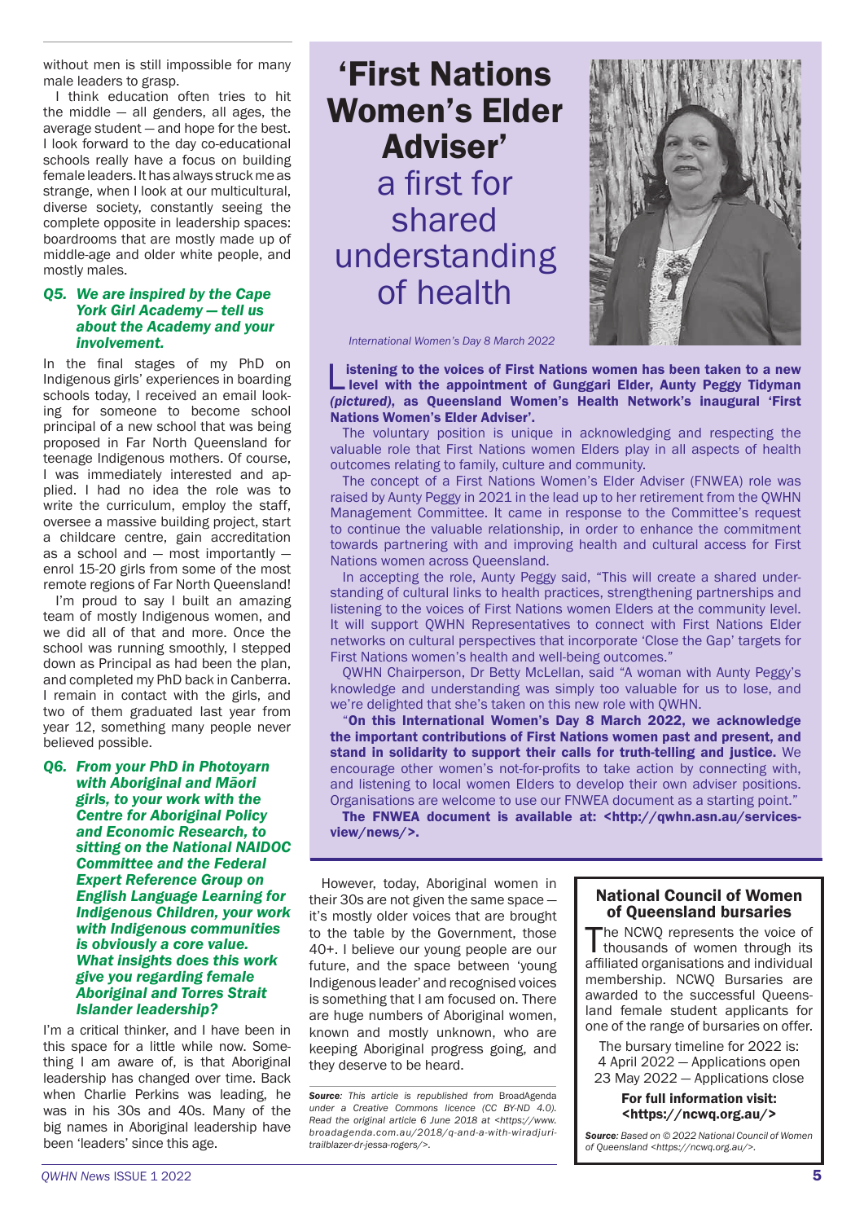without men is still impossible for many male leaders to grasp.

I think education often tries to hit the middle — all genders, all ages, the average student — and hope for the best. I look forward to the day co-educational schools really have a focus on building female leaders. It has always struck me as strange, when I look at our multicultural, diverse society, constantly seeing the complete opposite in leadership spaces: boardrooms that are mostly made up of middle-age and older white people, and mostly males.

***Q5. We are inspired by the Cape York Girl Academy — tell us about the Academy and your involvement.***

In the final stages of my PhD on Indigenous girls' experiences in boarding schools today, I received an email looking for someone to become school principal of a new school that was being proposed in Far North Queensland for teenage Indigenous mothers. Of course, I was immediately interested and applied. I had no idea the role was to write the curriculum, employ the staff, oversee a massive building project, start a childcare centre, gain accreditation as a school and — most importantly — enrol 15-20 girls from some of the most remote regions of Far North Queensland!

I'm proud to say I built an amazing team of mostly Indigenous women, and we did all of that and more. Once the school was running smoothly, I stepped down as Principal as had been the plan, and completed my PhD back in Canberra. I remain in contact with the girls, and two of them graduated last year from year 12, something many people never believed possible.

***Q6. From your PhD in Photoyarn with Aboriginal and Māori girls, to your work with the Centre for Aboriginal Policy and Economic Research, to sitting on the National NAIDOC Committee and the Federal Expert Reference Group on English Language Learning for Indigenous Children, your work with Indigenous communities is obviously a core value. What insights does this work give you regarding female Aboriginal and Torres Strait Islander leadership?***

I'm a critical thinker, and I have been in this space for a little while now. Something I am aware of, is that Aboriginal leadership has changed over time. Back when Charlie Perkins was leading, he was in his 30s and 40s. Many of the big names in Aboriginal leadership have been 'leaders' since this age.

However, today, Aboriginal women in their 30s are not given the same space — it's mostly older voices that are brought to the table by the Government, those 40+. I believe our young people are our future, and the space between 'young Indigenous leader' and recognised voices is something that I am focused on. There are huge numbers of Aboriginal women, known and mostly unknown, who are keeping Aboriginal progress going, and they deserve to be heard.

***Source**: This article is republished from* BroadAgenda *under a Creative Commons licence (CC BY-ND 4.0). Read the original article 6 June 2018 at <https://www.broadagenda.com.au/2018/q-and-a-with-wiradjuri-trailblazer-dr-jessa-rogers/>.*

# 'First Nations Women's Elder Adviser' a first for shared understanding of health

*International Women's Day 8 March 2022*

**Listening to the voices of First Nations women has been taken to a new level with the appointment of Gunggari Elder, Aunty Peggy Tidyman *(pictured)*, as Queensland Women's Health Network's inaugural 'First Nations Women's Elder Adviser'.**

The voluntary position is unique in acknowledging and respecting the valuable role that First Nations women Elders play in all aspects of health outcomes relating to family, culture and community.

The concept of a First Nations Women's Elder Adviser (FNWEA) role was raised by Aunty Peggy in 2021 in the lead up to her retirement from the QWHN Management Committee. It came in response to the Committee's request to continue the valuable relationship, in order to enhance the commitment towards partnering with and improving health and cultural access for First Nations women across Queensland.

In accepting the role, Aunty Peggy said, "This will create a shared understanding of cultural links to health practices, strengthening partnerships and listening to the voices of First Nations women Elders at the community level. It will support QWHN Representatives to connect with First Nations Elder networks on cultural perspectives that incorporate 'Close the Gap' targets for First Nations women's health and well-being outcomes."

QWHN Chairperson, Dr Betty McLellan, said "A woman with Aunty Peggy's knowledge and understanding was simply too valuable for us to lose, and we're delighted that she's taken on this new role with QWHN.

"**On this International Women's Day 8 March 2022, we acknowledge the important contributions of First Nations women past and present, and stand in solidarity to support their calls for truth-telling and justice.** We encourage other women's not-for-profits to take action by connecting with, and listening to local women Elders to develop their own adviser positions. Organisations are welcome to use our FNWEA document as a starting point."

**The FNWEA document is available at: <http://qwhn.asn.au/services-view/news/>.**

## National Council of Women of Queensland bursaries

The NCWQ represents the voice of thousands of women through its affiliated organisations and individual membership. NCWQ Bursaries are awarded to the successful Queensland female student applicants for one of the range of bursaries on offer.

The bursary timeline for 2022 is:
4 April 2022 — Applications open
23 May 2022 — Applications close

**For full information visit: <https://ncwq.org.au/>**

***Source**: Based on © 2022 National Council of Women of Queensland <https://ncwq.org.au/>.*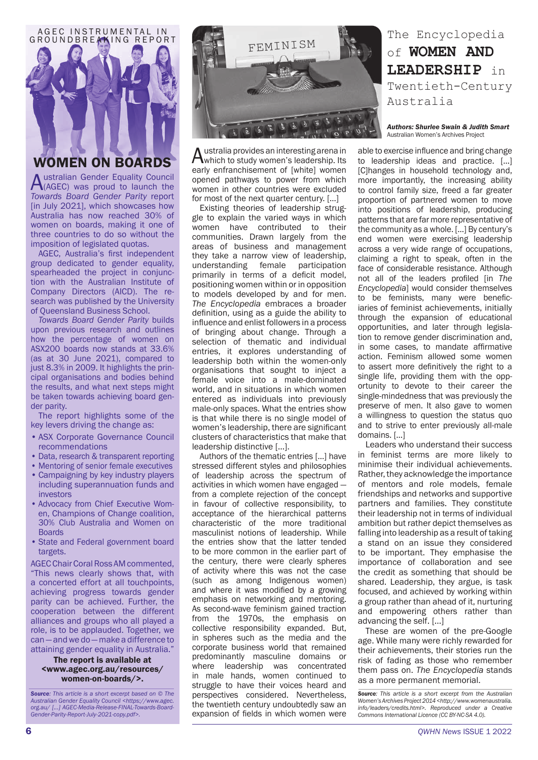AGEC INSTRUMENTAL IN GROUNDBREAKING REPORT

## WOMEN ON BOARDS

Australian Gender Equality Council (AGEC) was proud to launch the *Towards Board Gender Parity* report [in July 2021], which showcases how Australia has now reached 30% of women on boards, making it one of three countries to do so without the imposition of legislated quotas.

AGEC, Australia's first independent group dedicated to gender equality, spearheaded the project in conjunction with the Australian Institute of Company Directors (AICD). The research was published by the University of Queensland Business School.

*Towards Board Gender Parity* builds upon previous research and outlines how the percentage of women on ASX200 boards now stands at 33.6% (as at 30 June 2021), compared to just 8.3% in 2009. It highlights the principal organisations and bodies behind the results, and what next steps might be taken towards achieving board gender parity.

The report highlights some of the key levers driving the change as:

- ASX Corporate Governance Council recommendations
- Data, research & transparent reporting
- Mentoring of senior female executives
- Campaigning by key industry players including superannuation funds and investors
- Advocacy from Chief Executive Women, Champions of Change coalition, 30% Club Australia and Women on Boards
- State and Federal government board targets.

AGEC Chair Coral Ross AM commented, "This news clearly shows that, with a concerted effort at all touchpoints, achieving progress towards gender parity can be achieved. Further, the cooperation between the different alliances and groups who all played a role, is to be applauded. Together, we can—and we do—make a difference to attaining gender equality in Australia."

**The report is available at <www.agec.org.au/resources/women-on-boards/>.**

*Source: This article is a short excerpt based on © The Australian Gender Equality Council <https://www.agec.org.au/ [...] AGEC-Media-Release-FINAL-Towards-Board-Gender-Parity-Report-July-2021-copy.pdf>.*

## The Encyclopedia of WOMEN AND LEADERSHIP in Twentieth-Century Australia

***Authors: Shurlee Swain & Judith Smart***
Australian Women's Archives Project

Australia provides an interesting arena in which to study women's leadership. Its early enfranchisement of [white] women opened pathways to power from which women in other countries were excluded for most of the next quarter century. [...]

Existing theories of leadership struggle to explain the varied ways in which women have contributed to their communities. Drawn largely from the areas of business and management they take a narrow view of leadership, understanding female participation primarily in terms of a deficit model, positioning women within or in opposition to models developed by and for men. *The Encyclopedia* embraces a broader definition, using as a guide the ability to influence and enlist followers in a process of bringing about change. Through a selection of thematic and individual entries, it explores understanding of leadership both within the women-only organisations that sought to inject a female voice into a male-dominated world, and in situations in which women entered as individuals into previously male-only spaces. What the entries show is that while there is no single model of women's leadership, there are significant clusters of characteristics that make that leadership distinctive [...].

Authors of the thematic entries [...] have stressed different styles and philosophies of leadership across the spectrum of activities in which women have engaged—from a complete rejection of the concept in favour of collective responsibility, to acceptance of the hierarchical patterns characteristic of the more traditional masculinist notions of leadership. While the entries show that the latter tended to be more common in the earlier part of the century, there were clearly spheres of activity where this was not the case (such as among Indigenous women) and where it was modified by a growing emphasis on networking and mentoring. As second-wave feminism gained traction from the 1970s, the emphasis on collective responsibility expanded. But, in spheres such as the media and the corporate business world that remained predominantly masculine domains or where leadership was concentrated in male hands, women continued to struggle to have their voices heard and perspectives considered. Nevertheless, the twentieth century undoubtedly saw an expansion of fields in which women were able to exercise influence and bring change to leadership ideas and practice. [...] [C]hanges in household technology and, more importantly, the increasing ability to control family size, freed a far greater proportion of partnered women to move into positions of leadership, producing patterns that are far more representative of the community as a whole. [...] By century's end women were exercising leadership across a very wide range of occupations, claiming a right to speak, often in the face of considerable resistance. Although not all of the leaders profiled [in *The Encyclopedia*] would consider themselves to be feminists, many were beneficiaries of feminist achievements, initially through the expansion of educational opportunities, and later through legislation to remove gender discrimination and, in some cases, to mandate affirmative action. Feminism allowed some women to assert more definitively the right to a single life, providing them with the opportunity to devote to their career the single-mindedness that was previously the preserve of men. It also gave to women a willingness to question the status quo and to strive to enter previously all-male domains. [...]

Leaders who understand their success in feminist terms are more likely to minimise their individual achievements. Rather, they acknowledge the importance of mentors and role models, female friendships and networks and supportive partners and families. They constitute their leadership not in terms of individual ambition but rather depict themselves as falling into leadership as a result of taking a stand on an issue they considered to be important. They emphasise the importance of collaboration and see the credit as something that should be shared. Leadership, they argue, is task focused, and achieved by working within a group rather than ahead of it, nurturing and empowering others rather than advancing the self. [...]

These are women of the pre-Google age. While many were richly rewarded for their achievements, their stories run the risk of fading as those who remember them pass on. *The Encyclopedia* stands as a more permanent memorial.

*Source: This article is a short excerpt from the Australian Women's Archives Project 2014 <http://www.womenaustralia.info/leaders/credits.html>. Reproduced under a Creative Commons International Licence (CC BY-NC-SA 4.0).*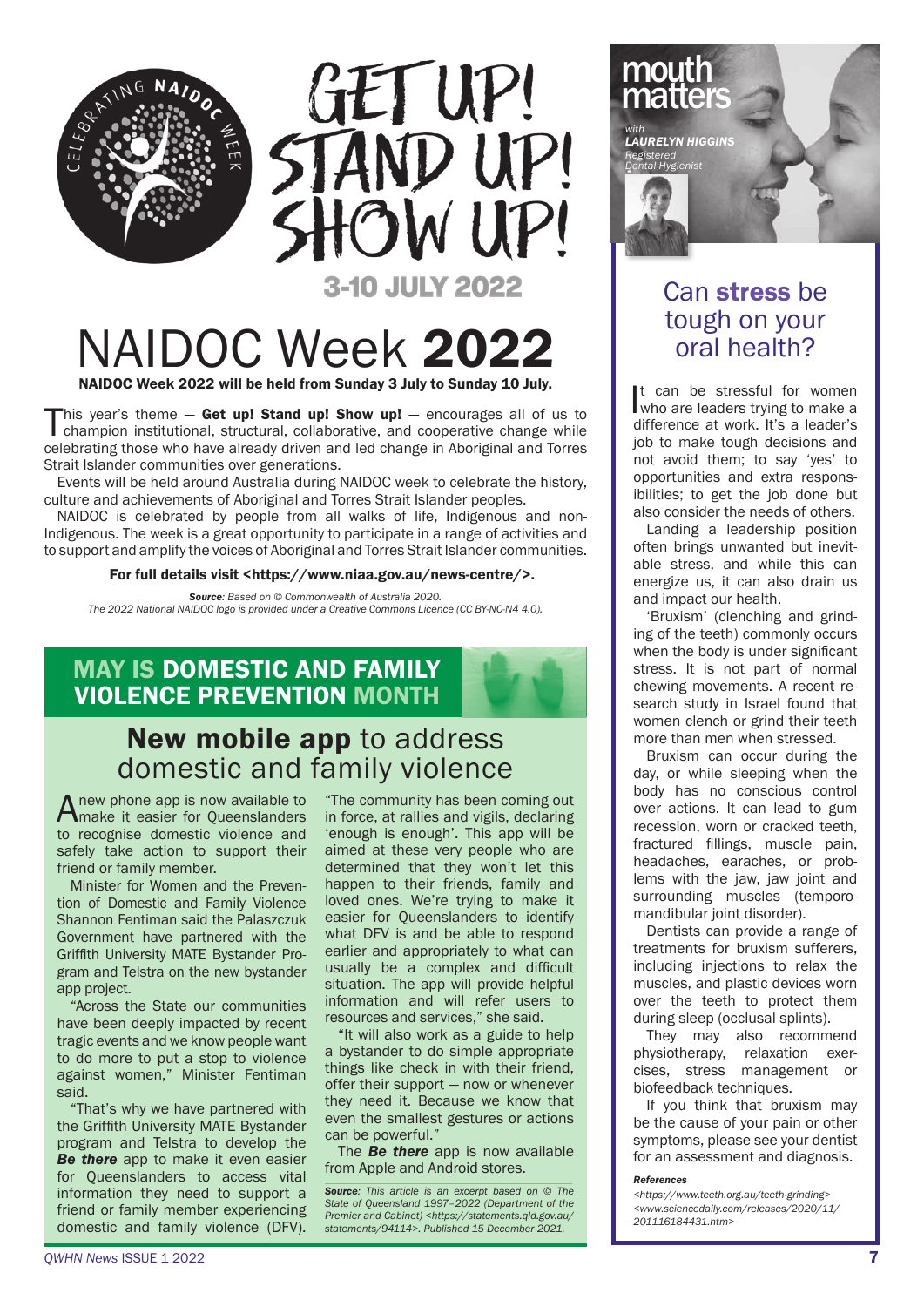GET UP! STAND UP! SHOW UP!

3-10 JULY 2022

# NAIDOC Week **2022**

**NAIDOC Week 2022 will be held from Sunday 3 July to Sunday 10 July.**

This year's theme — **Get up! Stand up! Show up!** — encourages all of us to champion institutional, structural, collaborative, and cooperative change while celebrating those who have already driven and led change in Aboriginal and Torres Strait Islander communities over generations.

Events will be held around Australia during NAIDOC week to celebrate the history, culture and achievements of Aboriginal and Torres Strait Islander peoples.

NAIDOC is celebrated by people from all walks of life, Indigenous and non-Indigenous. The week is a great opportunity to participate in a range of activities and to support and amplify the voices of Aboriginal and Torres Strait Islander communities.

**For full details visit <https://www.niaa.gov.au/news-centre/>.**

***Source**: Based on © Commonwealth of Australia 2020.*
*The 2022 National NAIDOC logo is provided under a Creative Commons Licence (CC BY-NC-N4 4.0).*

## MAY IS DOMESTIC AND FAMILY VIOLENCE PREVENTION MONTH

## **New mobile app** to address domestic and family violence

A new phone app is now available to make it easier for Queenslanders to recognise domestic violence and safely take action to support their friend or family member.

Minister for Women and the Prevention of Domestic and Family Violence Shannon Fentiman said the Palaszczuk Government have partnered with the Griffith University MATE Bystander Program and Telstra on the new bystander app project.

"Across the State our communities have been deeply impacted by recent tragic events and we know people want to do more to put a stop to violence against women," Minister Fentiman said.

"That's why we have partnered with the Griffith University MATE Bystander program and Telstra to develop the ***Be there*** app to make it even easier for Queenslanders to access vital information they need to support a friend or family member experiencing domestic and family violence (DFV).

"The community has been coming out in force, at rallies and vigils, declaring 'enough is enough'. This app will be aimed at these very people who are determined that they won't let this happen to their friends, family and loved ones. We're trying to make it easier for Queenslanders to identify what DFV is and be able to respond earlier and appropriately to what can usually be a complex and difficult situation. The app will provide helpful information and will refer users to resources and services," she said.

"It will also work as a guide to help a bystander to do simple appropriate things like check in with their friend, offer their support — now or whenever they need it. Because we know that even the smallest gestures or actions can be powerful."

The ***Be there*** app is now available from Apple and Android stores.

***Source**: This article is an excerpt based on © The State of Queensland 1997–2022 (Department of the Premier and Cabinet) <https://statements.qld.gov.au/statements/94114>. Published 15 December 2021.*

## mouth matters

*with* ***LAURELYN HIGGINS***
*Registered Dental Hygienist*

## Can **stress** be tough on your oral health?

It can be stressful for women who are leaders trying to make a difference at work. It's a leader's job to make tough decisions and not avoid them; to say 'yes' to opportunities and extra responsibilities; to get the job done but also consider the needs of others.

Landing a leadership position often brings unwanted but inevitable stress, and while this can energize us, it can also drain us and impact our health.

'Bruxism' (clenching and grinding of the teeth) commonly occurs when the body is under significant stress. It is not part of normal chewing movements. A recent research study in Israel found that women clench or grind their teeth more than men when stressed.

Bruxism can occur during the day, or while sleeping when the body has no conscious control over actions. It can lead to gum recession, worn or cracked teeth, fractured fillings, muscle pain, headaches, earaches, or problems with the jaw, jaw joint and surrounding muscles (temporomandibular joint disorder).

Dentists can provide a range of treatments for bruxism sufferers, including injections to relax the muscles, and plastic devices worn over the teeth to protect them during sleep (occlusal splints).

They may also recommend physiotherapy, relaxation exercises, stress management or biofeedback techniques.

If you think that bruxism may be the cause of your pain or other symptoms, please see your dentist for an assessment and diagnosis.

***References***
*<https://www.teeth.org.au/teeth-grinding>*
*<www.sciencedaily.com/releases/2020/11/201116184431.htm>*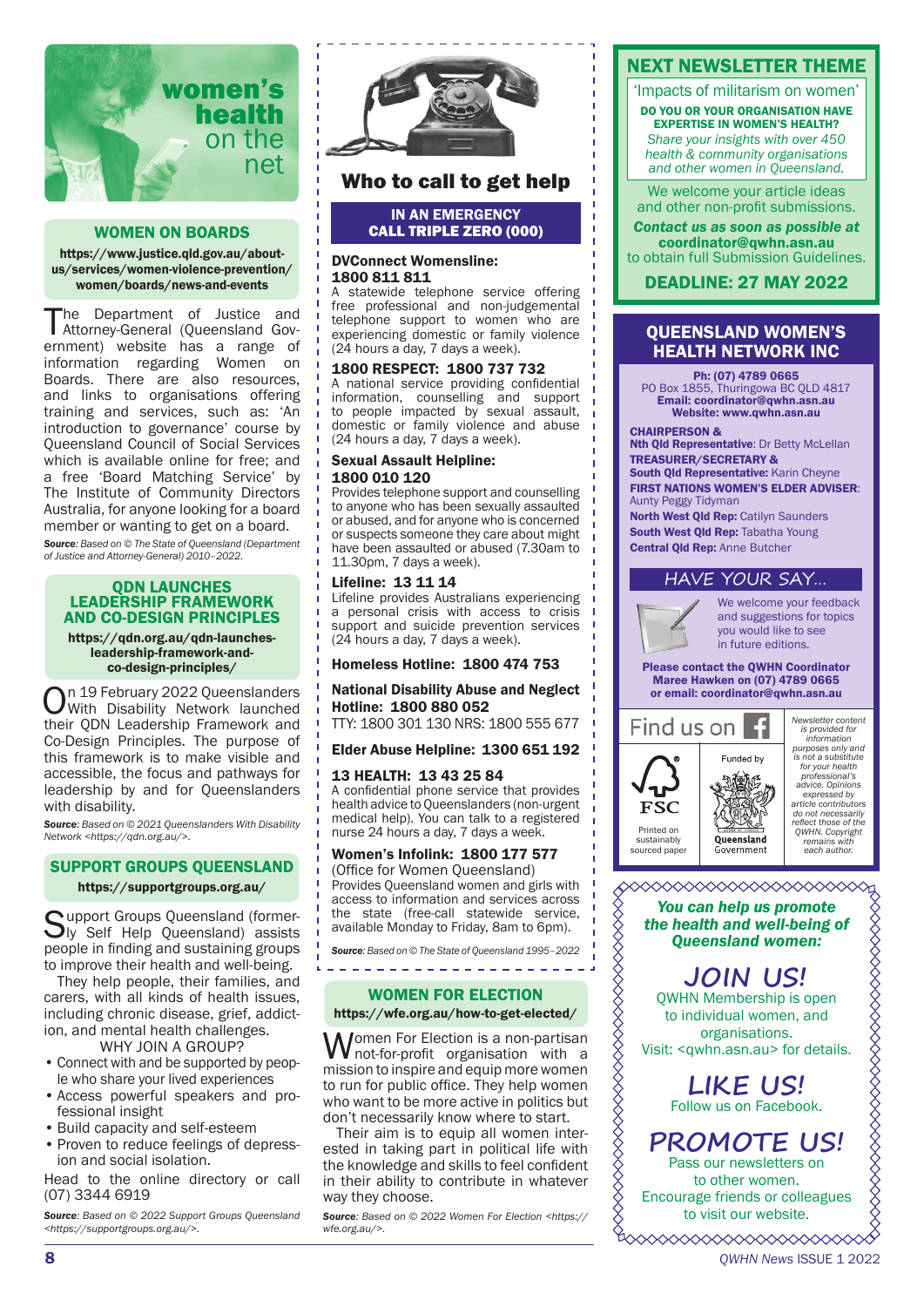# women's health on the net

## WOMEN ON BOARDS

**https://www.justice.qld.gov.au/about-us/services/women-violence-prevention/women/boards/news-and-events**

The Department of Justice and Attorney-General (Queensland Government) website has a range of information regarding Women on Boards. There are also resources, and links to organisations offering training and services, such as: 'An introduction to governance' course by Queensland Council of Social Services which is available online for free; and a free 'Board Matching Service' by The Institute of Community Directors Australia, for anyone looking for a board member or wanting to get on a board.

***Source**: Based on © The State of Queensland (Department of Justice and Attorney-General) 2010–2022.*

## QDN LAUNCHES LEADERSHIP FRAMEWORK AND CO-DESIGN PRINCIPLES

**https://qdn.org.au/qdn-launches-leadership-framework-and-co-design-principles/**

On 19 February 2022 Queenslanders With Disability Network launched their QDN Leadership Framework and Co-Design Principles. The purpose of this framework is to make visible and accessible, the focus and pathways for leadership by and for Queenslanders with disability.

***Source**: Based on © 2021 Queenslanders With Disability Network <https://qdn.org.au/>.*

## SUPPORT GROUPS QUEENSLAND

**https://supportgroups.org.au/**

Support Groups Queensland (formerly Self Help Queensland) assists people in finding and sustaining groups to improve their health and well-being.

They help people, their families, and carers, with all kinds of health issues, including chronic disease, grief, addiction, and mental health challenges.

WHY JOIN A GROUP?

- Connect with and be supported by people who share your lived experiences
- Access powerful speakers and professional insight
- Build capacity and self-esteem
- Proven to reduce feelings of depression and social isolation.

Head to the online directory or call (07) 3344 6919

***Source**: Based on © 2022 Support Groups Queensland <https://supportgroups.org.au/>.*

## Who to call to get help

**IN AN EMERGENCY CALL TRIPLE ZERO (000)**

**DVConnect Womensline: 1800 811 811**
A statewide telephone service offering free professional and non-judgemental telephone support to women who are experiencing domestic or family violence (24 hours a day, 7 days a week).

**1800 RESPECT: 1800 737 732**
A national service providing confidential information, counselling and support to people impacted by sexual assault, domestic or family violence and abuse (24 hours a day, 7 days a week).

**Sexual Assault Helpline: 1800 010 120**
Provides telephone support and counselling to anyone who has been sexually assaulted or abused, and for anyone who is concerned or suspects someone they care about might have been assaulted or abused (7.30am to 11.30pm, 7 days a week).

**Lifeline: 13 11 14**
Lifeline provides Australians experiencing a personal crisis with access to crisis support and suicide prevention services (24 hours a day, 7 days a week).

**Homeless Hotline: 1800 474 753**

**National Disability Abuse and Neglect Hotline: 1800 880 052**
TTY: 1800 301 130 NRS: 1800 555 677

**Elder Abuse Helpline: 1300 651 192**

**13 HEALTH: 13 43 25 84**
A confidential phone service that provides health advice to Queenslanders (non-urgent medical help). You can talk to a registered nurse 24 hours a day, 7 days a week.

**Women's Infolink: 1800 177 577**
(Office for Women Queensland)
Provides Queensland women and girls with access to information and services across the state (free-call statewide service, available Monday to Friday, 8am to 6pm).

***Source**: Based on © The State of Queensland 1995–2022*

## WOMEN FOR ELECTION

**https://wfe.org.au/how-to-get-elected/**

Women For Election is a non-partisan not-for-profit organisation with a mission to inspire and equip more women to run for public office. They help women who want to be more active in politics but don't necessarily know where to start.

Their aim is to equip all women interested in taking part in political life with the knowledge and skills to feel confident in their ability to contribute in whatever way they choose.

***Source**: Based on © 2022 Women For Election <https://wfe.org.au/>.*

## NEXT NEWSLETTER THEME

'Impacts of militarism on women'

**DO YOU OR YOUR ORGANISATION HAVE EXPERTISE IN WOMEN'S HEALTH?**

*Share your insights with over 450 health & community organisations and other women in Queensland.*

We welcome your article ideas and other non-profit submissions.

***Contact us as soon as possible at*** **coordinator@qwhn.asn.au** to obtain full Submission Guidelines.

**DEADLINE: 27 MAY 2022**

## QUEENSLAND WOMEN'S HEALTH NETWORK INC

**Ph: (07) 4789 0665**
PO Box 1855, Thuringowa BC QLD 4817
**Email: coordinator@qwhn.asn.au**
**Website: www.qwhn.asn.au**

**CHAIRPERSON & Nth Qld Representative**: Dr Betty McLellan
**TREASURER/SECRETARY & South Qld Representative:** Karin Cheyne
**FIRST NATIONS WOMEN'S ELDER ADVISER**: Aunty Peggy Tidyman
**North West Qld Rep:** Catilyn Saunders
**South West Qld Rep:** Tabatha Young
**Central Qld Rep:** Anne Butcher

## HAVE YOUR SAY...

We welcome your feedback and suggestions for topics you would like to see in future editions.

**Please contact the QWHN Coordinator Maree Hawken on (07) 4789 0665 or email: coordinator@qwhn.asn.au**

Find us on Facebook

FSC — Printed on sustainably sourced paper

Funded by Queensland Government

*Newsletter content is provided for information purposes only and is not a substitute for your health professional's advice. Opinions expressed by article contributors do not necessarily reflect those of the QWHN. Copyright remains with each author.*

***You can help us promote the health and well-being of Queensland women:***

## JOIN US!

QWHN Membership is open to individual women, and organisations.
Visit: <qwhn.asn.au> for details.

## LIKE US!

Follow us on Facebook.

## PROMOTE US!

Pass our newsletters on to other women.
Encourage friends or colleagues to visit our website.